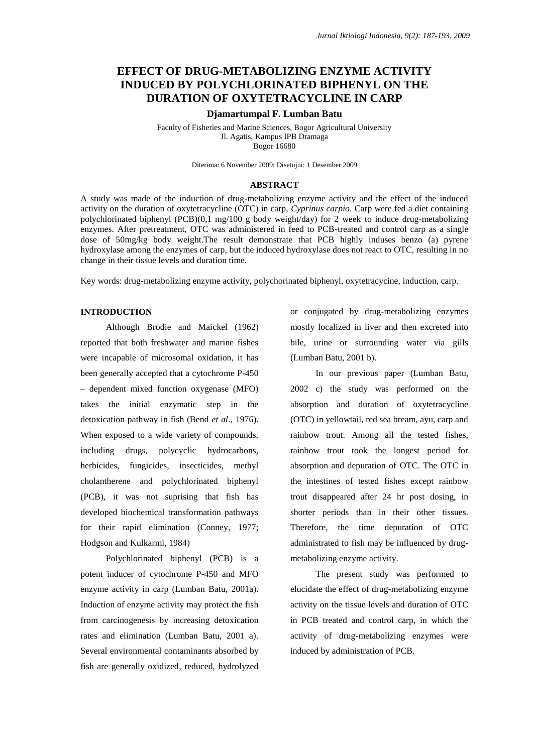# EFFECT OF DRUG-METABOLIZING ENZYME ACTIVITY INDUCED BY POLYCHLORINATED BIPHENYL ON THE DURATION OF OXYTETRACYCLINE IN CARP

**Djamartumpal F. Lumban Batu**

Faculty of Fisheries and Marine Sciences, Bogor Agricultural University
Jl. Agatis, Kampus IPB Dramaga
Bogor 16680

Diterima: 6 November 2009; Disetujui: 1 Desember 2009

## ABSTRACT

A study was made of the induction of drug-metabolizing enzyme activity and the effect of the induced activity on the duration of oxytetracycline (OTC) in carp, *Cyprinus carpio*. Carp were fed a diet containing polychlorinated biphenyl (PCB)(0,1 mg/100 g body weight/day) for 2 week to induce drug-metabolizing enzymes. After pretreatment, OTC was administered in feed to PCB-treated and control carp as a single dose of 50mg/kg body weight.The result demonstrate that PCB highly induses benzo (a) pyrene hydroxylase among the enzymes of carp, but the induced hydroxylase does not react to OTC, resulting in no change in their tissue levels and duration time.

Key words: drug-metabolizing enzyme activity, polychorinated biphenyl, oxytetracycine, induction, carp.

## INTRODUCTION

Although Brodie and Maickel (1962) reported that both freshwater and marine fishes were incapable of microsomal oxidation, it has been generally accepted that a cytochrome P-450 – dependent mixed function oxygenase (MFO) takes the initial enzymatic step in the detoxication pathway in fish (Bend *et al*., 1976). When exposed to a wide variety of compounds, including drugs, polycyclic hydrocarbons, herbicides, fungicides, insecticides, methyl cholantherene and polychlorinated biphenyl (PCB), it was not suprising that fish has developed biochemical transformation pathways for their rapid elimination (Conney, 1977; Hodgson and Kulkarmi, 1984)

Polychlorinated biphenyl (PCB) is a potent inducer of cytochrome P-450 and MFO enzyme activity in carp (Lumban Batu, 2001a). Induction of enzyme activity may protect the fish from carcinogenesis by increasing detoxication rates and elimination (Lumban Batu, 2001 a). Several environmental contaminants absorbed by fish are generally oxidized, reduced, hydrolyzed or conjugated by drug-metabolizing enzymes mostly localized in liver and then excreted into bile, urine or surrounding water via gills (Lumban Batu, 2001 b).

In our previous paper (Lumban Batu, 2002 c) the study was performed on the absorption and duration of oxytetracycline (OTC) in yellowtail, red sea bream, ayu, carp and rainbow trout. Among all the tested fishes, rainbow trout took the longest period for absorption and depuration of OTC. The OTC in the intestines of tested fishes except rainbow trout disappeared after 24 hr post dosing, in shorter periods than in their other tissues. Therefore, the time depuration of OTC administrated to fish may be influenced by drug-metabolizing enzyme activity.

The present study was performed to elucidate the effect of drug-metabolizing enzyme activity on the tissue levels and duration of OTC in PCB treated and control carp, in which the activity of drug-metabolizing enzymes were induced by administration of PCB.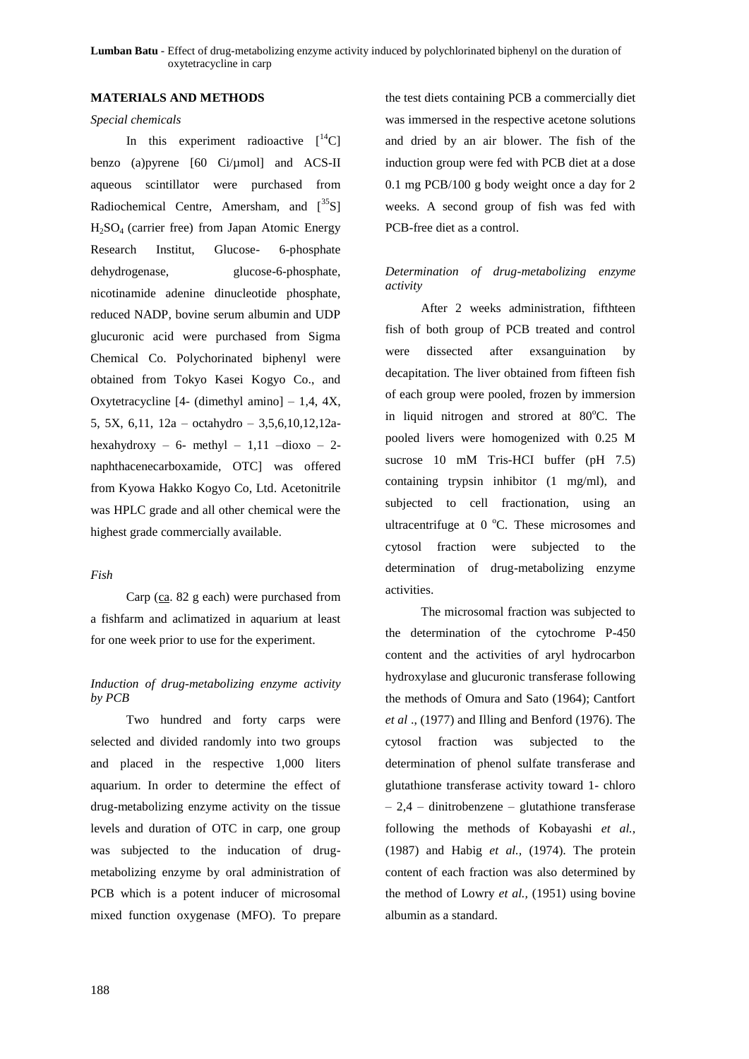## MATERIALS AND METHODS

### *Special chemicals*

In this experiment radioactive $[^{14}C]$ benzo (a)pyrene [60 Ci/µmol] and ACS-II aqueous scintillator were purchased from Radiochemical Centre, Amersham, and $[^{35}S]$ $H_2SO_4$ (carrier free) from Japan Atomic Energy Research Institut, Glucose- 6-phosphate dehydrogenase, glucose-6-phosphate, nicotinamide adenine dinucleotide phosphate, reduced NADP, bovine serum albumin and UDP glucuronic acid were purchased from Sigma Chemical Co. Polychorinated biphenyl were obtained from Tokyo Kasei Kogyo Co., and Oxytetracycline [4- (dimethyl amino] – 1,4, 4X, 5, 5X, 6,11, 12a – octahydro – 3,5,6,10,12,12a-hexahydroxy – 6- methyl – 1,11 –dioxo – 2-naphthacenecarboxamide, OTC] was offered from Kyowa Hakko Kogyo Co, Ltd. Acetonitrile was HPLC grade and all other chemical were the highest grade commercially available.

### *Fish*

Carp (ca. 82 g each) were purchased from a fishfarm and aclimatized in aquarium at least for one week prior to use for the experiment.

### *Induction of drug-metabolizing enzyme activity by PCB*

Two hundred and forty carps were selected and divided randomly into two groups and placed in the respective 1,000 liters aquarium. In order to determine the effect of drug-metabolizing enzyme activity on the tissue levels and duration of OTC in carp, one group was subjected to the indućation of drug-metabolizing enzyme by oral administration of PCB which is a potent inducer of microsomal mixed function oxygenase (MFO). To prepare the test diets containing PCB a commercially diet was immersed in the respective acetone solutions and dried by an air blower. The fish of the induction group were fed with PCB diet at a dose 0.1 mg PCB/100 g body weight once a day for 2 weeks. A second group of fish was fed with PCB-free diet as a control.

### *Determination of drug-metabolizing enzyme activity*

After 2 weeks administration, fifthteen fish of both group of PCB treated and control were dissected after exsanguination by decapitation. The liver obtained from fifteen fish of each group were pooled, frozen by immersion in liquid nitrogen and strored at 80$^{o}$C. The pooled livers were homogenized with 0.25 M sucrose 10 mM Tris-HCI buffer (pH 7.5) containing trypsin inhibitor (1 mg/ml), and subjected to cell fractionation, using an ultracentrifuge at 0 $^{o}$C. These microsomes and cytosol fraction were subjected to the determination of drug-metabolizing enzyme activities.

The microsomal fraction was subjected to the determination of the cytochrome P-450 content and the activities of aryl hydrocarbon hydroxylase and glucuronic transferase following the methods of Omura and Sato (1964); Cantfort *et al .,* (1977) and Illing and Benford (1976). The cytosol fraction was subjected to the determination of phenol sulfate transferase and glutathione transferase activity toward 1- chloro – 2,4 – dinitrobenzene – glutathione transferase following the methods of Kobayashi *et al.,* (1987) and Habig *et al.,* (1974). The protein content of each fraction was also determined by the method of Lowry *et al.,* (1951) using bovine albumin as a standard.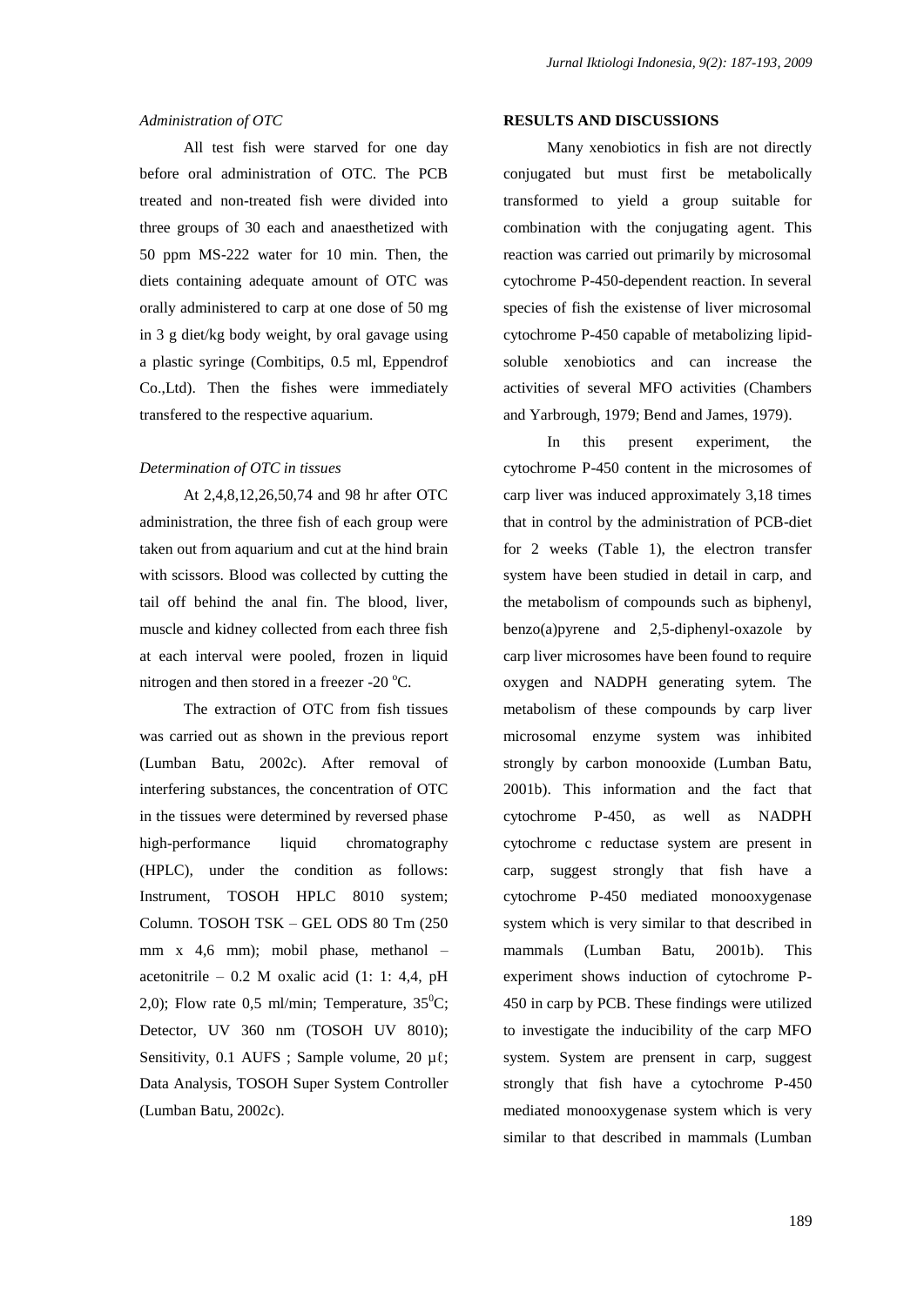*Administration of OTC*

All test fish were starved for one day before oral administration of OTC. The PCB treated and non-treated fish were divided into three groups of 30 each and anaesthetized with 50 ppm MS-222 water for 10 min. Then, the diets containing adequate amount of OTC was orally administered to carp at one dose of 50 mg in 3 g diet/kg body weight, by oral gavage using a plastic syringe (Combitips, 0.5 ml, Eppendrof Co.,Ltd). Then the fishes were immediately transfered to the respective aquarium.

*Determination of OTC in tissues*

At 2,4,8,12,26,50,74 and 98 hr after OTC administration, the three fish of each group were taken out from aquarium and cut at the hind brain with scissors. Blood was collected by cutting the tail off behind the anal fin. The blood, liver, muscle and kidney collected from each three fish at each interval were pooled, frozen in liquid nitrogen and then stored in a freezer -20 $^{o}$C.

The extraction of OTC from fish tissues was carried out as shown in the previous report (Lumban Batu, 2002c). After removal of interfering substances, the concentration of OTC in the tissues were determined by reversed phase high-performance liquid chromatography (HPLC), under the condition as follows: Instrument, TOSOH HPLC 8010 system; Column. TOSOH TSK – GEL ODS 80 Tm (250 mm x 4,6 mm); mobil phase, methanol – acetonitrile – 0.2 M oxalic acid (1: 1: 4,4, pH 2,0); Flow rate 0,5 ml/min; Temperature, 35$^{0}$C; Detector, UV 360 nm (TOSOH UV 8010); Sensitivity, 0.1 AUFS ; Sample volume, 20 µℓ; Data Analysis, TOSOH Super System Controller (Lumban Batu, 2002c).

**RESULTS AND DISCUSSIONS**

Many xenobiotics in fish are not directly conjugated but must first be metabolically transformed to yield a group suitable for combination with the conjugating agent. This reaction was carried out primarily by microsomal cytochrome P-450-dependent reaction. In several species of fish the existense of liver microsomal cytochrome P-450 capable of metabolizing lipid-soluble xenobiotics and can increase the activities of several MFO activities (Chambers and Yarbrough, 1979; Bend and James, 1979).

In this present experiment, the cytochrome P-450 content in the microsomes of carp liver was induced approximately 3,18 times that in control by the administration of PCB-diet for 2 weeks (Table 1), the electron transfer system have been studied in detail in carp, and the metabolism of compounds such as biphenyl, benzo(a)pyrene and 2,5-diphenyl-oxazole by carp liver microsomes have been found to require oxygen and NADPH generating sytem. The metabolism of these compounds by carp liver microsomal enzyme system was inhibited strongly by carbon monooxide (Lumban Batu, 2001b). This information and the fact that cytochrome P-450, as well as NADPH cytochrome c reductase system are present in carp, suggest strongly that fish have a cytochrome P-450 mediated monooxygenase system which is very similar to that described in mammals (Lumban Batu, 2001b). This experiment shows induction of cytochrome P-450 in carp by PCB. These findings were utilized to investigate the inducibility of the carp MFO system. System are prensent in carp, suggest strongly that fish have a cytochrome P-450 mediated monooxygenase system which is very similar to that described in mammals (Lumban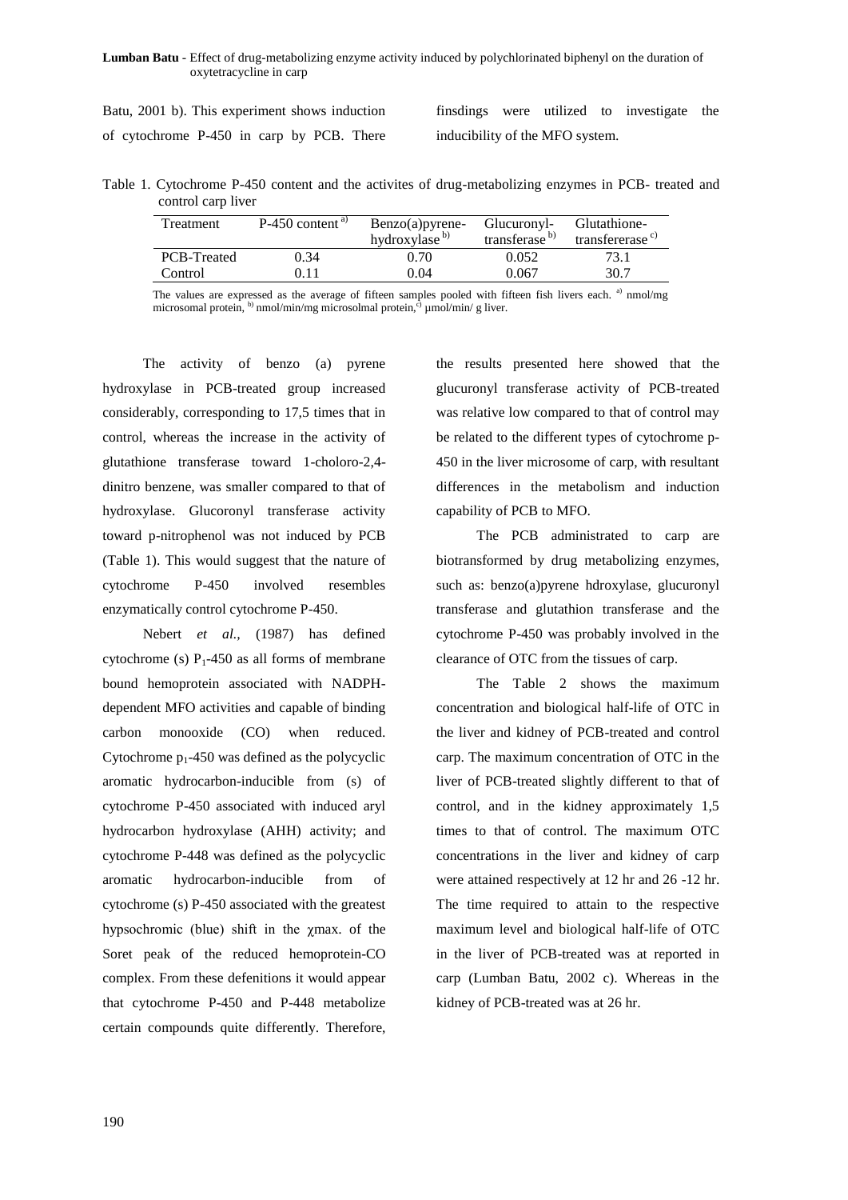Batu, 2001 b). This experiment shows induction of cytochrome P-450 in carp by PCB. There finsdings were utilized to investigate the inducibility of the MFO system.

Table 1. Cytochrome P-450 content and the activites of drug-metabolizing enzymes in PCB- treated and control carp liver

| Treatment | P-450 content [a] | Benzo(a)pyrene-hydroxylase [b] | Glucuronyl-transferase [b] | Glutathione-transfererase [c] |
|---|---|---|---|---|
| PCB-Treated | 0.34 | 0.70 | 0.052 | 73.1 |
| Control | 0.11 | 0.04 | 0.067 | 30.7 |

The values are expressed as the average of fifteen samples pooled with fifteen fish livers each. [a] nmol/mg microsomal protein, [b] nmol/min/mg microsolmal protein, [c] µmol/min/ g liver.

The activity of benzo (a) pyrene hydroxylase in PCB-treated group increased considerably, corresponding to 17,5 times that in control, whereas the increase in the activity of glutathione transferase toward 1-choloro-2,4-dinitro benzene, was smaller compared to that of hydroxylase. Glucoronyl transferase activity toward p-nitrophenol was not induced by PCB (Table 1). This would suggest that the nature of cytochrome P-450 involved resembles enzymatically control cytochrome P-450.

Nebert *et al.*, (1987) has defined cytochrome (s) $P_1$-450 as all forms of membrane bound hemoprotein associated with NADPH-dependent MFO activities and capable of binding carbon monooxide (CO) when reduced. Cytochrome $p_1$-450 was defined as the polycyclic aromatic hydrocarbon-inducible from (s) of cytochrome P-450 associated with induced aryl hydrocarbon hydroxylase (AHH) activity; and cytochrome P-448 was defined as the polycyclic aromatic hydrocarbon-inducible from of cytochrome (s) P-450 associated with the greatest hypsochromic (blue) shift in the χmax. of the Soret peak of the reduced hemoprotein-CO complex. From these defenitions it would appear that cytochrome P-450 and P-448 metabolize certain compounds quite differently. Therefore, the results presented here showed that the glucuronyl transferase activity of PCB-treated was relative low compared to that of control may be related to the different types of cytochrome p-450 in the liver microsome of carp, with resultant differences in the metabolism and induction capability of PCB to MFO.

The PCB administrated to carp are biotransformed by drug metabolizing enzymes, such as: benzo(a)pyrene hdroxylase, glucuronyl transferase and glutathion transferase and the cytochrome P-450 was probably involved in the clearance of OTC from the tissues of carp.

The Table 2 shows the maximum concentration and biological half-life of OTC in the liver and kidney of PCB-treated and control carp. The maximum concentration of OTC in the liver of PCB-treated slightly different to that of control, and in the kidney approximately 1,5 times to that of control. The maximum OTC concentrations in the liver and kidney of carp were attained respectively at 12 hr and 26 -12 hr. The time required to attain to the respective maximum level and biological half-life of OTC in the liver of PCB-treated was at reported in carp (Lumban Batu, 2002 c). Whereas in the kidney of PCB-treated was at 26 hr.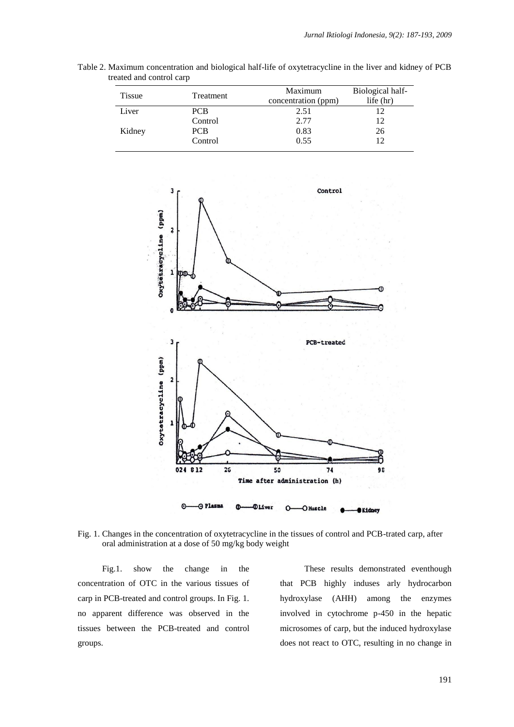Table 2. Maximum concentration and biological half-life of oxytetracycline in the liver and kidney of PCB treated and control carp

| Tissue | Treatment | Maximum concentration (ppm) | Biological half-life (hr) |
|---|---|---|---|
| Liver | PCB | 2.51 | 12 |
| | Control | 2.77 | 12 |
| Kidney | PCB | 0.83 | 26 |
| | Control | 0.55 | 12 |

Fig. 1. Changes in the concentration of oxytetracycline in the tissues of control and PCB-trated carp, after oral administration at a dose of 50 mg/kg body weight

Fig.1. show the change in the concentration of OTC in the various tissues of carp in PCB-treated and control groups. In Fig. 1. no apparent difference was observed in the tissues between the PCB-treated and control groups.

These results demonstrated eventhough that PCB highly induses arly hydrocarbon hydroxylase (AHH) among the enzymes involved in cytochrome p-450 in the hepatic microsomes of carp, but the induced hydroxylase does not react to OTC, resulting in no change in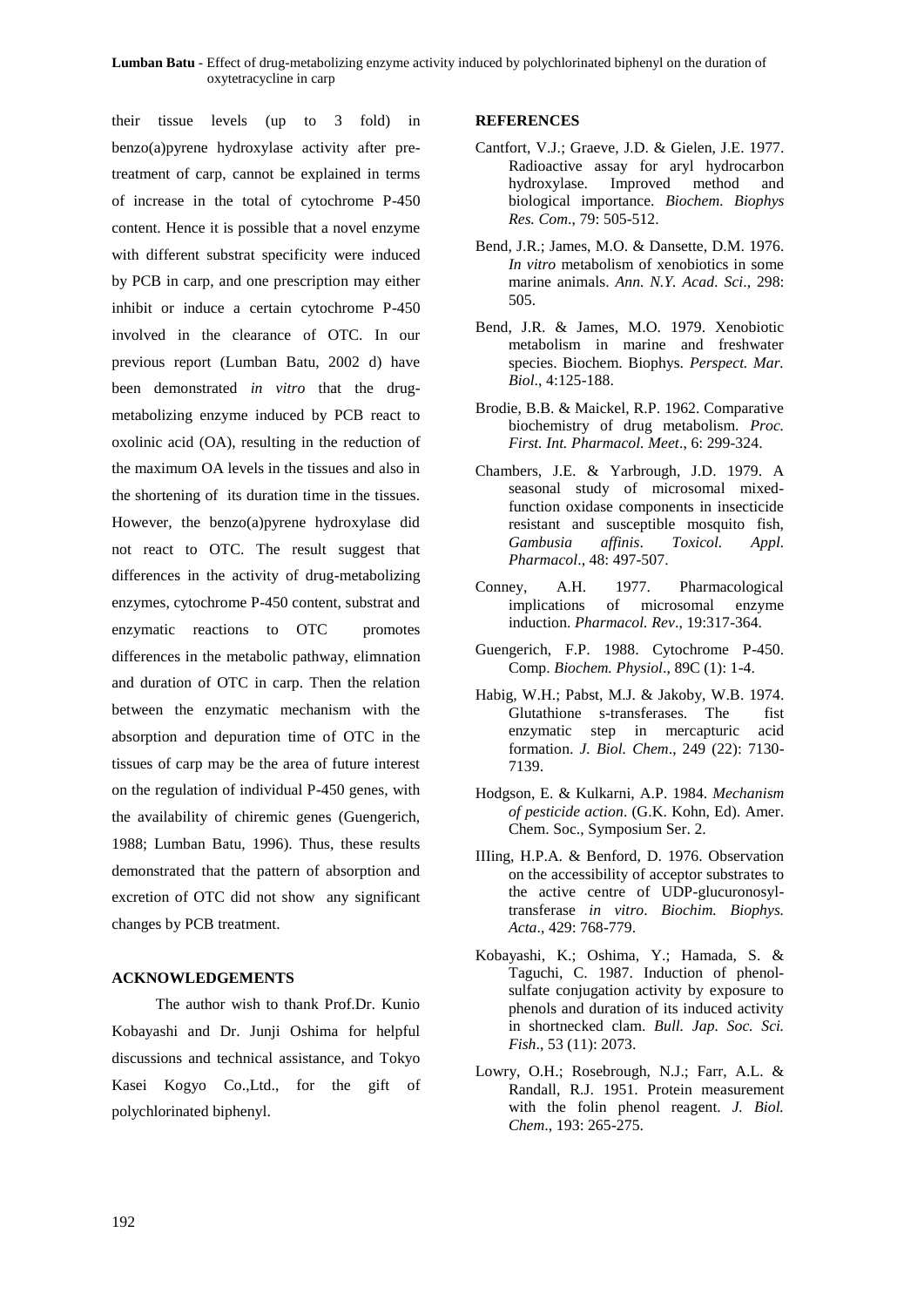their tissue levels (up to 3 fold) in benzo(a)pyrene hydroxylase activity after pre-treatment of carp, cannot be explained in terms of increase in the total of cytochrome P-450 content. Hence it is possible that a novel enzyme with different substrat specificity were induced by PCB in carp, and one prescription may either inhibit or induce a certain cytochrome P-450 involved in the clearance of OTC. In our previous report (Lumban Batu, 2002 d) have been demonstrated *in vitro* that the drug-metabolizing enzyme induced by PCB react to oxolinic acid (OA), resulting in the reduction of the maximum OA levels in the tissues and also in the shortening of its duration time in the tissues. However, the benzo(a)pyrene hydroxylase did not react to OTC. The result suggest that differences in the activity of drug-metabolizing enzymes, cytochrome P-450 content, substrat and enzymatic reactions to OTC promotes differences in the metabolic pathway, elimnation and duration of OTC in carp. Then the relation between the enzymatic mechanism with the absorption and depuration time of OTC in the tissues of carp may be the area of future interest on the regulation of individual P-450 genes, with the availability of chiremic genes (Guengerich, 1988; Lumban Batu, 1996). Thus, these results demonstrated that the pattern of absorption and excretion of OTC did not show any significant changes by PCB treatment.

## ACKNOWLEDGEMENTS

The author wish to thank Prof.Dr. Kunio Kobayashi and Dr. Junji Oshima for helpful discussions and technical assistance, and Tokyo Kasei Kogyo Co.,Ltd., for the gift of polychlorinated biphenyl.

## REFERENCES

Cantfort, V.J.; Graeve, J.D. & Gielen, J.E. 1977. Radioactive assay for aryl hydrocarbon hydroxylase. Improved method and biological importance. *Biochem. Biophys Res. Com*., 79: 505-512.

Bend, J.R.; James, M.O. & Dansette, D.M. 1976. *In vitro* metabolism of xenobiotics in some marine animals. *Ann. N.Y. Acad. Sci*., 298: 505.

Bend, J.R. & James, M.O. 1979. Xenobiotic metabolism in marine and freshwater species. Biochem. Biophys. *Perspect. Mar. Biol*., 4:125-188.

Brodie, B.B. & Maickel, R.P. 1962. Comparative biochemistry of drug metabolism. *Proc. First. Int. Pharmacol. Meet*., 6: 299-324.

Chambers, J.E. & Yarbrough, J.D. 1979. A seasonal study of microsomal mixed-function oxidase components in insecticide resistant and susceptible mosquito fish, *Gambusia affinis*. *Toxicol. Appl. Pharmacol*., 48: 497-507.

Conney, A.H. 1977. Pharmacological implications of microsomal enzyme induction. *Pharmacol. Rev*., 19:317-364.

Guengerich, F.P. 1988. Cytochrome P-450. Comp. *Biochem. Physiol*., 89C (1): 1-4.

Habig, W.H.; Pabst, M.J. & Jakoby, W.B. 1974. Glutathione s-transferases. The fist enzymatic step in mercapturic acid formation. *J. Biol. Chem*., 249 (22): 7130-7139.

Hodgson, E. & Kulkarni, A.P. 1984. *Mechanism of pesticide action*. (G.K. Kohn, Ed). Amer. Chem. Soc., Symposium Ser. 2.

IIIing, H.P.A. & Benford, D. 1976. Observation on the accessibility of acceptor substrates to the active centre of UDP-glucuronosyl-transferase *in vitro*. *Biochim. Biophys. Acta*., 429: 768-779.

Kobayashi, K.; Oshima, Y.; Hamada, S. & Taguchi, C. 1987. Induction of phenol-sulfate conjugation activity by exposure to phenols and duration of its induced activity in shortnecked clam. *Bull. Jap. Soc. Sci. Fish*., 53 (11): 2073.

Lowry, O.H.; Rosebrough, N.J.; Farr, A.L. & Randall, R.J. 1951. Protein measurement with the folin phenol reagent. *J. Biol. Chem*., 193: 265-275.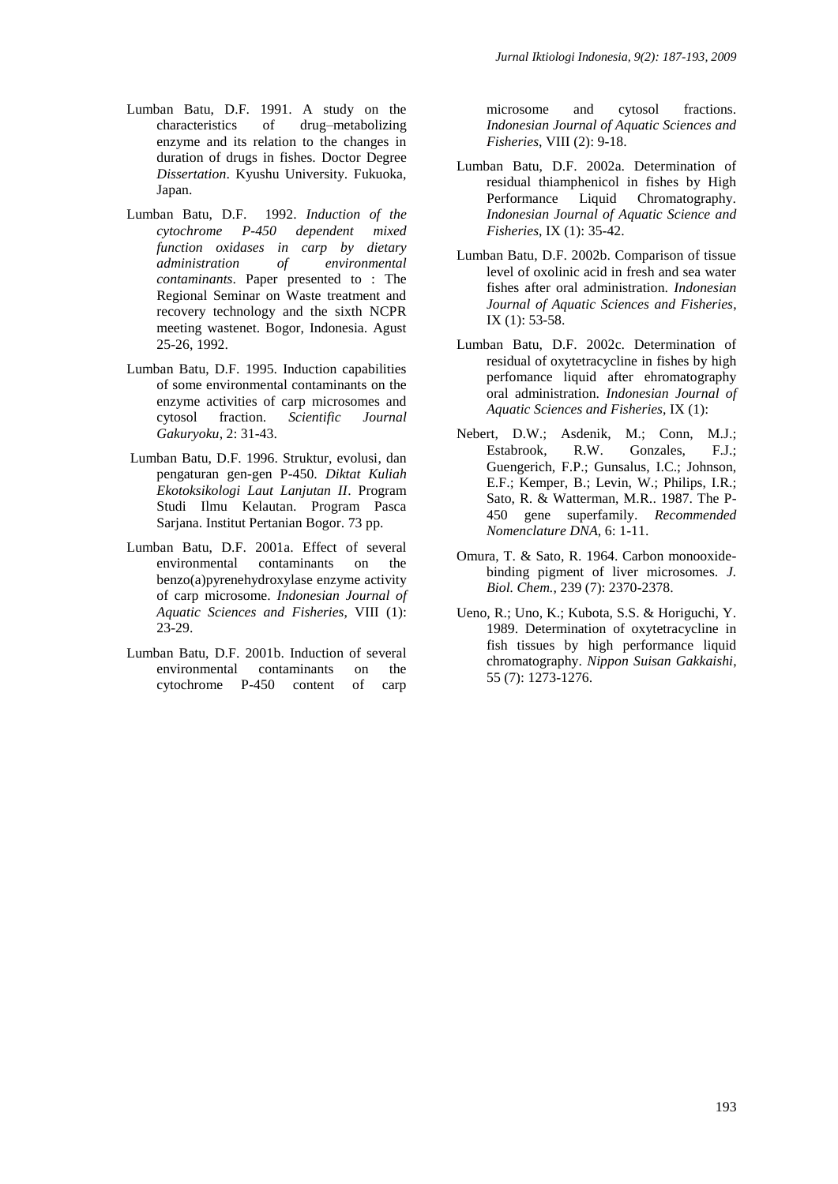Lumban Batu, D.F. 1991. A study on the characteristics of drug–metabolizing enzyme and its relation to the changes in duration of drugs in fishes. Doctor Degree *Dissertation*. Kyushu University. Fukuoka, Japan.

Lumban Batu, D.F. 1992. *Induction of the cytochrome P-450 dependent mixed function oxidases in carp by dietary administration of environmental contaminants*. Paper presented to : The Regional Seminar on Waste treatment and recovery technology and the sixth NCPR meeting wastenet. Bogor, Indonesia. Agust 25-26, 1992.

Lumban Batu, D.F. 1995. Induction capabilities of some environmental contaminants on the enzyme activities of carp microsomes and cytosol fraction. *Scientific Journal Gakuryoku*, 2: 31-43.

Lumban Batu, D.F. 1996. Struktur, evolusi, dan pengaturan gen-gen P-450. *Diktat Kuliah Ekotoksikologi Laut Lanjutan II*. Program Studi Ilmu Kelautan. Program Pasca Sarjana. Institut Pertanian Bogor. 73 pp.

Lumban Batu, D.F. 2001a. Effect of several environmental contaminants on the benzo(a)pyrenehydroxylase enzyme activity of carp microsome. *Indonesian Journal of Aquatic Sciences and Fisheries*, VIII (1): 23-29.

Lumban Batu, D.F. 2001b. Induction of several environmental contaminants on the cytochrome P-450 content of carp microsome and cytosol fractions. *Indonesian Journal of Aquatic Sciences and Fisheries*, VIII (2): 9-18.

Lumban Batu, D.F. 2002a. Determination of residual thiamphenicol in fishes by High Performance Liquid Chromatography. *Indonesian Journal of Aquatic Science and Fisheries*, IX (1): 35-42.

Lumban Batu, D.F. 2002b. Comparison of tissue level of oxolinic acid in fresh and sea water fishes after oral administration. *Indonesian Journal of Aquatic Sciences and Fisheries*, IX (1): 53-58.

Lumban Batu, D.F. 2002c. Determination of residual of oxytetracycline in fishes by high perfomance liquid after ehromatography oral administration. *Indonesian Journal of Aquatic Sciences and Fisheries*, IX (1):

Nebert, D.W.; Asdenik, M.; Conn, M.J.; Estabrook, R.W. Gonzales, F.J.; Guengerich, F.P.; Gunsalus, I.C.; Johnson, E.F.; Kemper, B.; Levin, W.; Philips, I.R.; Sato, R. & Watterman, M.R.. 1987. The P-450 gene superfamily. *Recommended Nomenclature DNA*, 6: 1-11.

Omura, T. & Sato, R. 1964. Carbon monooxide-binding pigment of liver microsomes. *J. Biol. Chem.*, 239 (7): 2370-2378.

Ueno, R.; Uno, K.; Kubota, S.S. & Horiguchi, Y. 1989. Determination of oxytetracycline in fish tissues by high performance liquid chromatography. *Nippon Suisan Gakkaishi*, 55 (7): 1273-1276.